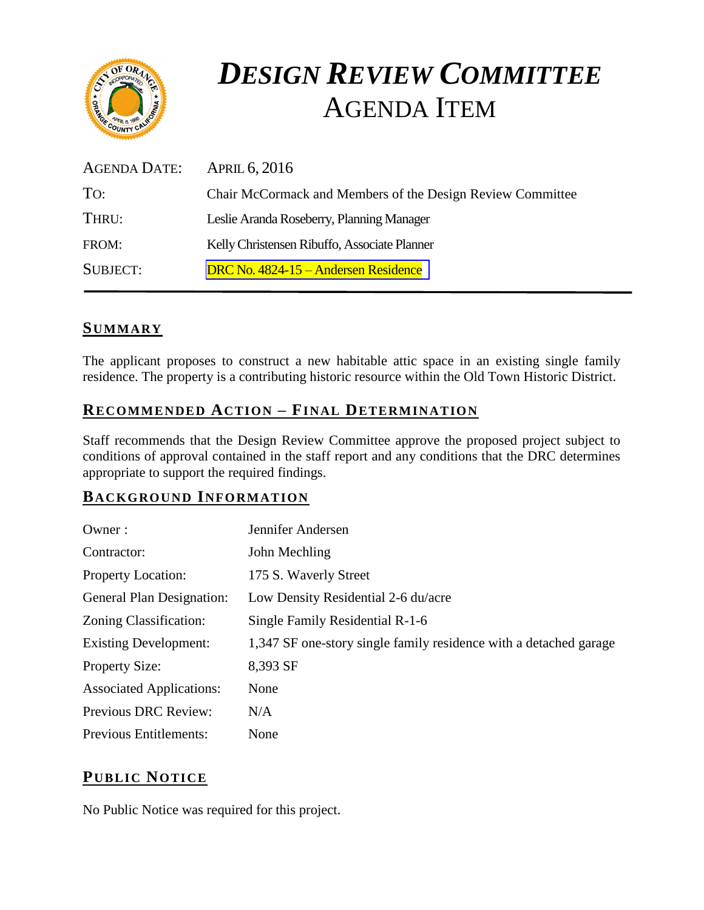# *DESIGN REVIEW COMMITTEE*
# AGENDA ITEM

| | |
|---|---|
| AGENDA DATE: | APRIL 6, 2016 |
| TO: | Chair McCormack and Members of the Design Review Committee |
| THRU: | Leslie Aranda Roseberry, Planning Manager |
| FROM: | Kelly Christensen Ribuffo, Associate Planner |
| SUBJECT: | DRC No. 4824-15 – Andersen Residence |

## SUMMARY

The applicant proposes to construct a new habitable attic space in an existing single family residence. The property is a contributing historic resource within the Old Town Historic District.

## RECOMMENDED ACTION – FINAL DETERMINATION

Staff recommends that the Design Review Committee approve the proposed project subject to conditions of approval contained in the staff report and any conditions that the DRC determines appropriate to support the required findings.

## BACKGROUND INFORMATION

| | |
|---|---|
| Owner : | Jennifer Andersen |
| Contractor: | John Mechling |
| Property Location: | 175 S. Waverly Street |
| General Plan Designation: | Low Density Residential 2-6 du/acre |
| Zoning Classification: | Single Family Residential R-1-6 |
| Existing Development: | 1,347 SF one-story single family residence with a detached garage |
| Property Size: | 8,393 SF |
| Associated Applications: | None |
| Previous DRC Review: | N/A |
| Previous Entitlements: | None |

## PUBLIC NOTICE

No Public Notice was required for this project.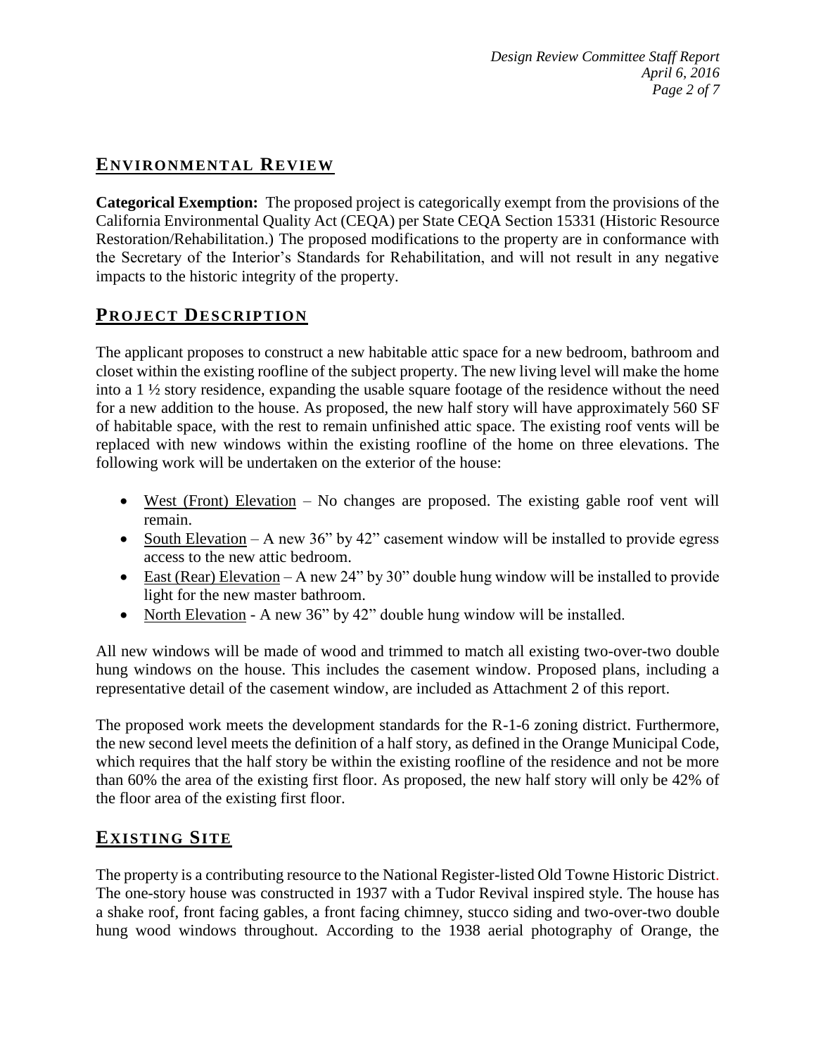## ENVIRONMENTAL REVIEW

**Categorical Exemption:** The proposed project is categorically exempt from the provisions of the California Environmental Quality Act (CEQA) per State CEQA Section 15331 (Historic Resource Restoration/Rehabilitation.) The proposed modifications to the property are in conformance with the Secretary of the Interior's Standards for Rehabilitation, and will not result in any negative impacts to the historic integrity of the property.

## PROJECT DESCRIPTION

The applicant proposes to construct a new habitable attic space for a new bedroom, bathroom and closet within the existing roofline of the subject property. The new living level will make the home into a 1 ½ story residence, expanding the usable square footage of the residence without the need for a new addition to the house. As proposed, the new half story will have approximately 560 SF of habitable space, with the rest to remain unfinished attic space. The existing roof vents will be replaced with new windows within the existing roofline of the home on three elevations. The following work will be undertaken on the exterior of the house:

- West (Front) Elevation – No changes are proposed. The existing gable roof vent will remain.
- South Elevation – A new 36" by 42" casement window will be installed to provide egress access to the new attic bedroom.
- East (Rear) Elevation – A new 24" by 30" double hung window will be installed to provide light for the new master bathroom.
- North Elevation - A new 36" by 42" double hung window will be installed.

All new windows will be made of wood and trimmed to match all existing two-over-two double hung windows on the house. This includes the casement window. Proposed plans, including a representative detail of the casement window, are included as Attachment 2 of this report.

The proposed work meets the development standards for the R-1-6 zoning district. Furthermore, the new second level meets the definition of a half story, as defined in the Orange Municipal Code, which requires that the half story be within the existing roofline of the residence and not be more than 60% the area of the existing first floor. As proposed, the new half story will only be 42% of the floor area of the existing first floor.

## EXISTING SITE

The property is a contributing resource to the National Register-listed Old Towne Historic District. The one-story house was constructed in 1937 with a Tudor Revival inspired style. The house has a shake roof, front facing gables, a front facing chimney, stucco siding and two-over-two double hung wood windows throughout. According to the 1938 aerial photography of Orange, the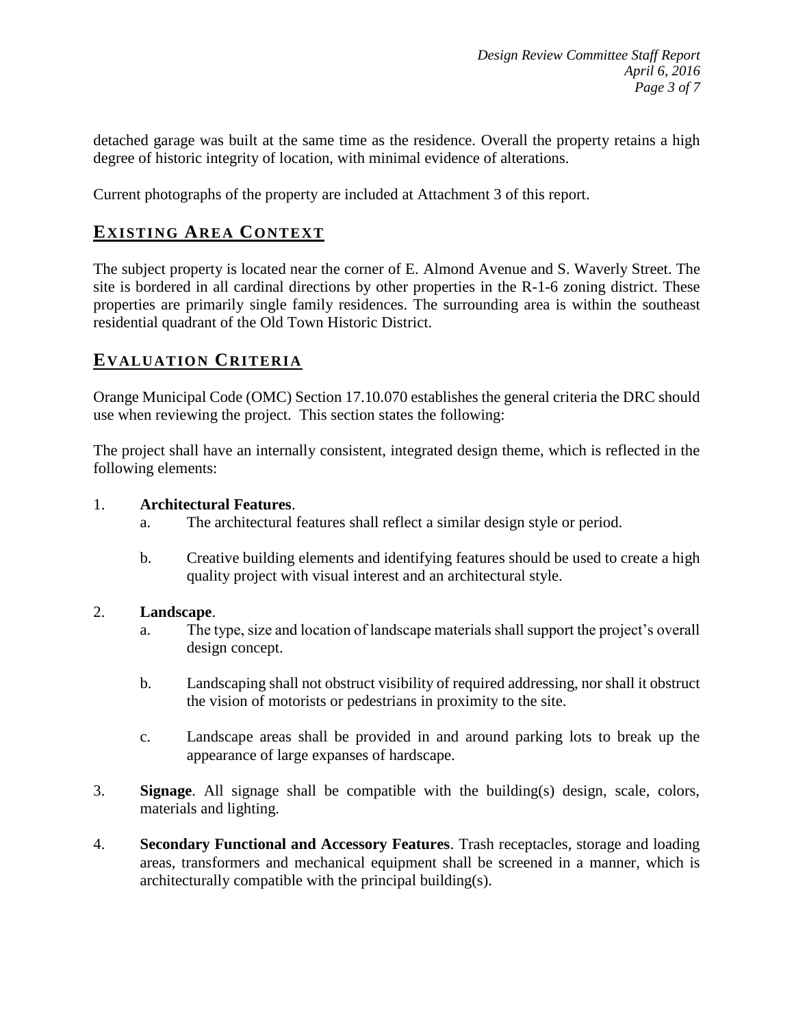detached garage was built at the same time as the residence. Overall the property retains a high degree of historic integrity of location, with minimal evidence of alterations.

Current photographs of the property are included at Attachment 3 of this report.

## EXISTING AREA CONTEXT

The subject property is located near the corner of E. Almond Avenue and S. Waverly Street. The site is bordered in all cardinal directions by other properties in the R-1-6 zoning district. These properties are primarily single family residences. The surrounding area is within the southeast residential quadrant of the Old Town Historic District.

## EVALUATION CRITERIA

Orange Municipal Code (OMC) Section 17.10.070 establishes the general criteria the DRC should use when reviewing the project. This section states the following:

The project shall have an internally consistent, integrated design theme, which is reflected in the following elements:

1. **Architectural Features**.
   a. The architectural features shall reflect a similar design style or period.

   b. Creative building elements and identifying features should be used to create a high quality project with visual interest and an architectural style.

2. **Landscape**.
   a. The type, size and location of landscape materials shall support the project's overall design concept.

   b. Landscaping shall not obstruct visibility of required addressing, nor shall it obstruct the vision of motorists or pedestrians in proximity to the site.

   c. Landscape areas shall be provided in and around parking lots to break up the appearance of large expanses of hardscape.

3. **Signage**. All signage shall be compatible with the building(s) design, scale, colors, materials and lighting.

4. **Secondary Functional and Accessory Features**. Trash receptacles, storage and loading areas, transformers and mechanical equipment shall be screened in a manner, which is architecturally compatible with the principal building(s).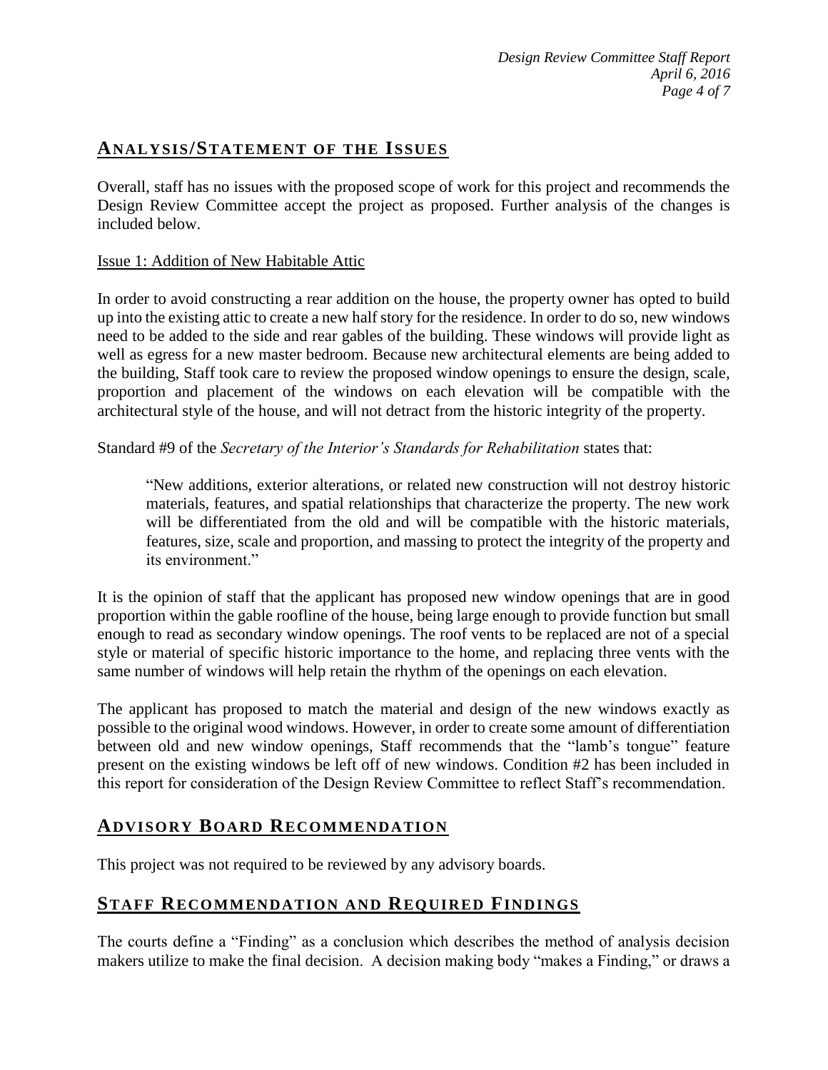## ANALYSIS/STATEMENT OF THE ISSUES

Overall, staff has no issues with the proposed scope of work for this project and recommends the Design Review Committee accept the project as proposed. Further analysis of the changes is included below.

Issue 1: Addition of New Habitable Attic

In order to avoid constructing a rear addition on the house, the property owner has opted to build up into the existing attic to create a new half story for the residence. In order to do so, new windows need to be added to the side and rear gables of the building. These windows will provide light as well as egress for a new master bedroom. Because new architectural elements are being added to the building, Staff took care to review the proposed window openings to ensure the design, scale, proportion and placement of the windows on each elevation will be compatible with the architectural style of the house, and will not detract from the historic integrity of the property.

Standard #9 of the *Secretary of the Interior's Standards for Rehabilitation* states that:

> "New additions, exterior alterations, or related new construction will not destroy historic materials, features, and spatial relationships that characterize the property. The new work will be differentiated from the old and will be compatible with the historic materials, features, size, scale and proportion, and massing to protect the integrity of the property and its environment."

It is the opinion of staff that the applicant has proposed new window openings that are in good proportion within the gable roofline of the house, being large enough to provide function but small enough to read as secondary window openings. The roof vents to be replaced are not of a special style or material of specific historic importance to the home, and replacing three vents with the same number of windows will help retain the rhythm of the openings on each elevation.

The applicant has proposed to match the material and design of the new windows exactly as possible to the original wood windows. However, in order to create some amount of differentiation between old and new window openings, Staff recommends that the "lamb's tongue" feature present on the existing windows be left off of new windows. Condition #2 has been included in this report for consideration of the Design Review Committee to reflect Staff's recommendation.

## ADVISORY BOARD RECOMMENDATION

This project was not required to be reviewed by any advisory boards.

## STAFF RECOMMENDATION AND REQUIRED FINDINGS

The courts define a "Finding" as a conclusion which describes the method of analysis decision makers utilize to make the final decision. A decision making body "makes a Finding," or draws a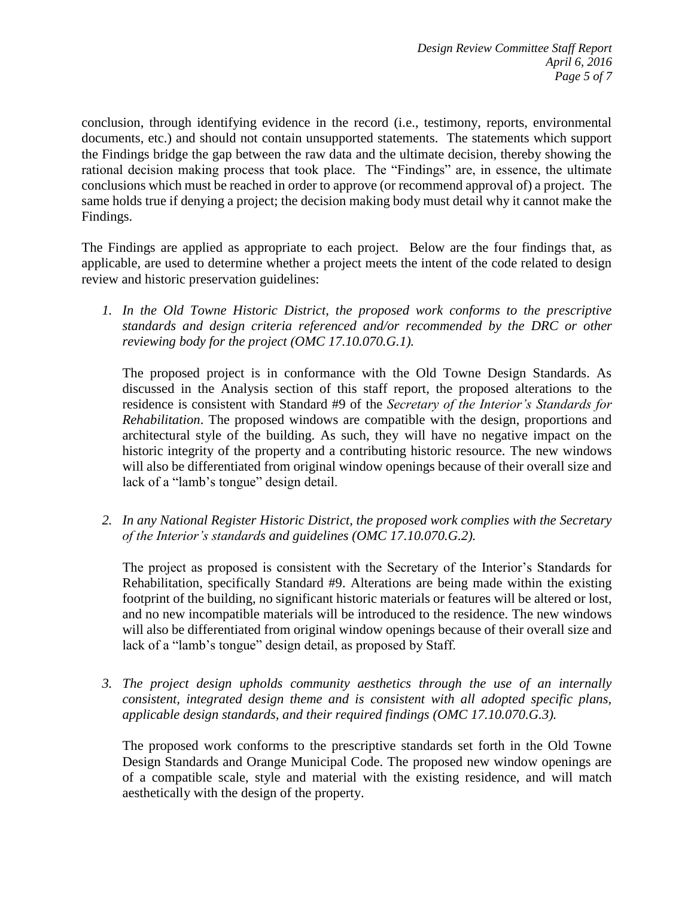conclusion, through identifying evidence in the record (i.e., testimony, reports, environmental documents, etc.) and should not contain unsupported statements. The statements which support the Findings bridge the gap between the raw data and the ultimate decision, thereby showing the rational decision making process that took place. The "Findings" are, in essence, the ultimate conclusions which must be reached in order to approve (or recommend approval of) a project. The same holds true if denying a project; the decision making body must detail why it cannot make the Findings.

The Findings are applied as appropriate to each project. Below are the four findings that, as applicable, are used to determine whether a project meets the intent of the code related to design review and historic preservation guidelines:

1. *In the Old Towne Historic District, the proposed work conforms to the prescriptive standards and design criteria referenced and/or recommended by the DRC or other reviewing body for the project (OMC 17.10.070.G.1).*

   The proposed project is in conformance with the Old Towne Design Standards. As discussed in the Analysis section of this staff report, the proposed alterations to the residence is consistent with Standard #9 of the *Secretary of the Interior's Standards for Rehabilitation*. The proposed windows are compatible with the design, proportions and architectural style of the building. As such, they will have no negative impact on the historic integrity of the property and a contributing historic resource. The new windows will also be differentiated from original window openings because of their overall size and lack of a "lamb's tongue" design detail.

2. *In any National Register Historic District, the proposed work complies with the Secretary of the Interior's standards and guidelines (OMC 17.10.070.G.2).*

   The project as proposed is consistent with the Secretary of the Interior's Standards for Rehabilitation, specifically Standard #9. Alterations are being made within the existing footprint of the building, no significant historic materials or features will be altered or lost, and no new incompatible materials will be introduced to the residence. The new windows will also be differentiated from original window openings because of their overall size and lack of a "lamb's tongue" design detail, as proposed by Staff.

3. *The project design upholds community aesthetics through the use of an internally consistent, integrated design theme and is consistent with all adopted specific plans, applicable design standards, and their required findings (OMC 17.10.070.G.3).*

   The proposed work conforms to the prescriptive standards set forth in the Old Towne Design Standards and Orange Municipal Code. The proposed new window openings are of a compatible scale, style and material with the existing residence, and will match aesthetically with the design of the property.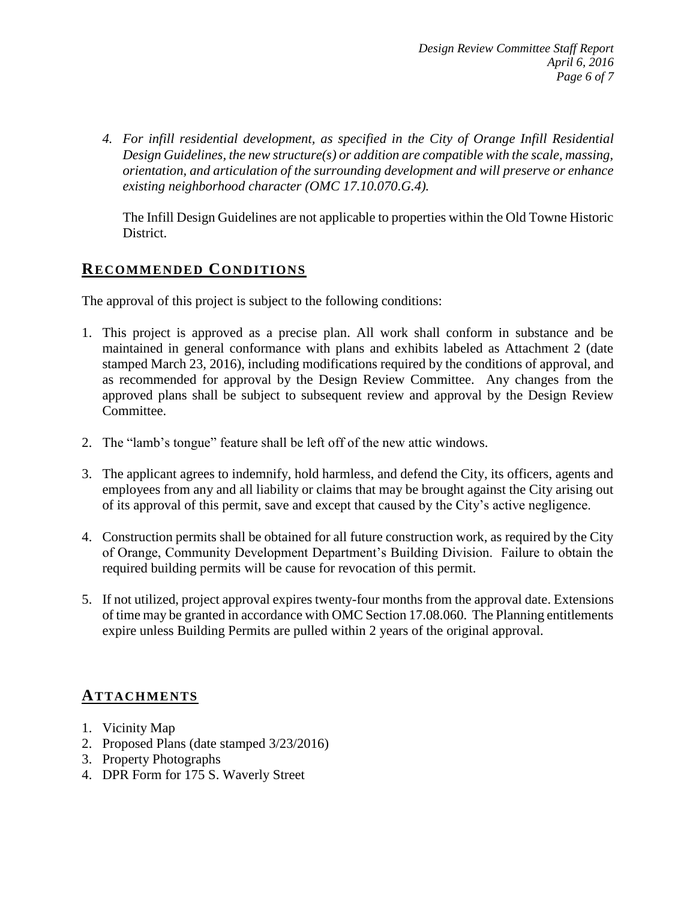*4. For infill residential development, as specified in the City of Orange Infill Residential Design Guidelines, the new structure(s) or addition are compatible with the scale, massing, orientation, and articulation of the surrounding development and will preserve or enhance existing neighborhood character (OMC 17.10.070.G.4).*

The Infill Design Guidelines are not applicable to properties within the Old Towne Historic District.

## RECOMMENDED CONDITIONS

The approval of this project is subject to the following conditions:

1. This project is approved as a precise plan. All work shall conform in substance and be maintained in general conformance with plans and exhibits labeled as Attachment 2 (date stamped March 23, 2016), including modifications required by the conditions of approval, and as recommended for approval by the Design Review Committee. Any changes from the approved plans shall be subject to subsequent review and approval by the Design Review Committee.

2. The "lamb's tongue" feature shall be left off of the new attic windows.

3. The applicant agrees to indemnify, hold harmless, and defend the City, its officers, agents and employees from any and all liability or claims that may be brought against the City arising out of its approval of this permit, save and except that caused by the City's active negligence.

4. Construction permits shall be obtained for all future construction work, as required by the City of Orange, Community Development Department's Building Division. Failure to obtain the required building permits will be cause for revocation of this permit.

5. If not utilized, project approval expires twenty-four months from the approval date. Extensions of time may be granted in accordance with OMC Section 17.08.060. The Planning entitlements expire unless Building Permits are pulled within 2 years of the original approval.

## ATTACHMENTS

1. Vicinity Map
2. Proposed Plans (date stamped 3/23/2016)
3. Property Photographs
4. DPR Form for 175 S. Waverly Street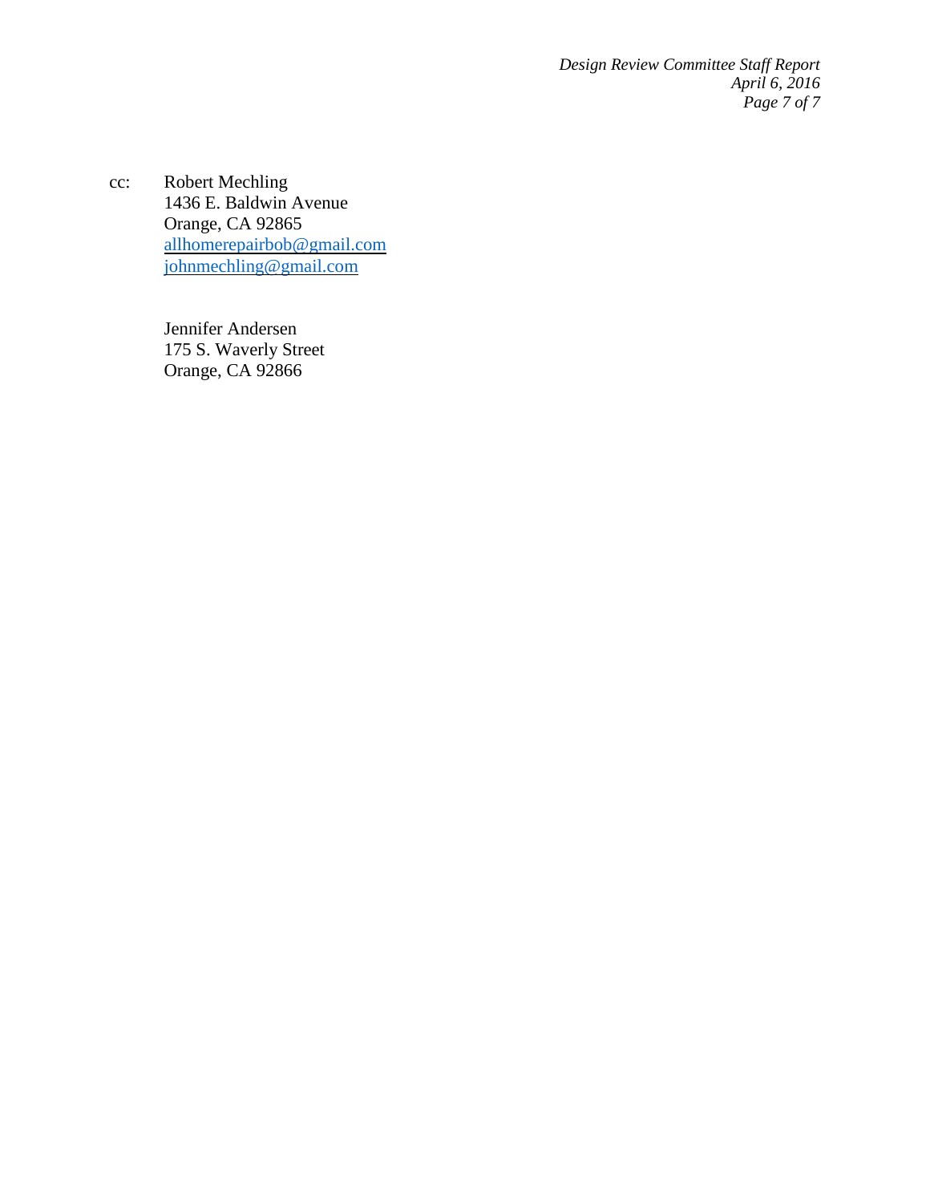cc: Robert Mechling
1436 E. Baldwin Avenue
Orange, CA 92865
allhomerepairbob@gmail.com
johnmechling@gmail.com

Jennifer Andersen
175 S. Waverly Street
Orange, CA 92866